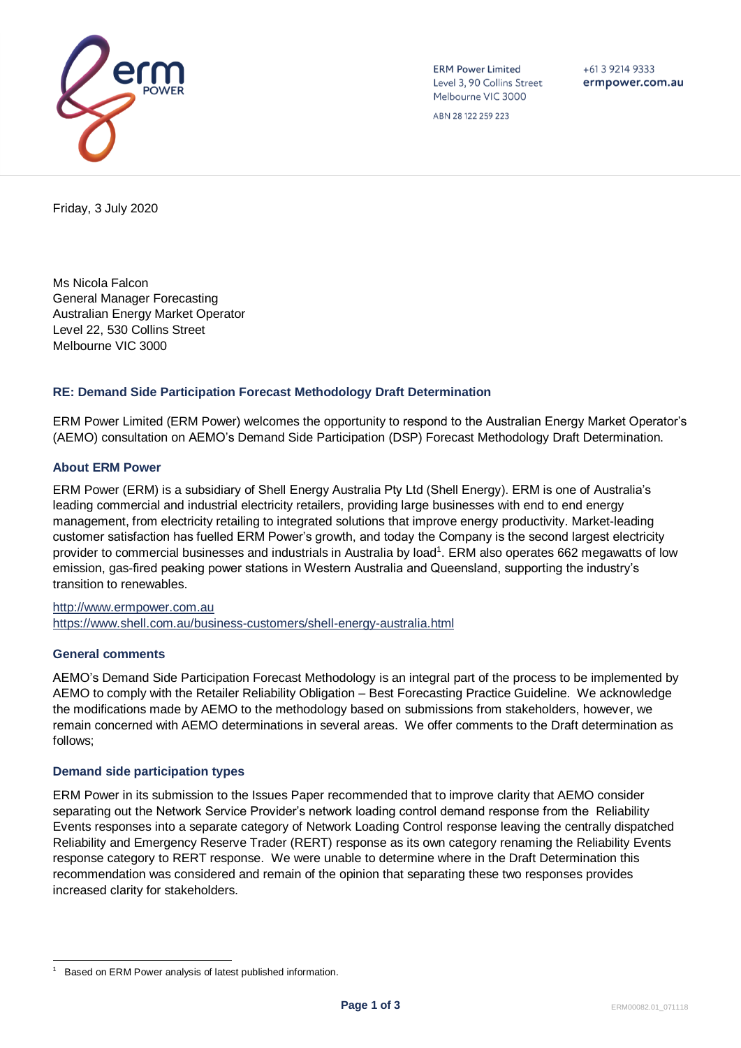ERM Power Limited
Level 3, 90 Collins Street
Melbourne VIC 3000

ABN 28 122 259 223

+61 3 9214 9333
ermpower.com.au

Friday, 3 July 2020

Ms Nicola Falcon
General Manager Forecasting
Australian Energy Market Operator
Level 22, 530 Collins Street
Melbourne VIC 3000

**RE: Demand Side Participation Forecast Methodology Draft Determination**

ERM Power Limited (ERM Power) welcomes the opportunity to respond to the Australian Energy Market Operator's (AEMO) consultation on AEMO's Demand Side Participation (DSP) Forecast Methodology Draft Determination.

## About ERM Power

ERM Power (ERM) is a subsidiary of Shell Energy Australia Pty Ltd (Shell Energy). ERM is one of Australia's leading commercial and industrial electricity retailers, providing large businesses with end to end energy management, from electricity retailing to integrated solutions that improve energy productivity. Market-leading customer satisfaction has fuelled ERM Power's growth, and today the Company is the second largest electricity provider to commercial businesses and industrials in Australia by load[1]. ERM also operates 662 megawatts of low emission, gas-fired peaking power stations in Western Australia and Queensland, supporting the industry's transition to renewables.

http://www.ermpower.com.au
https://www.shell.com.au/business-customers/shell-energy-australia.html

## General comments

AEMO's Demand Side Participation Forecast Methodology is an integral part of the process to be implemented by AEMO to comply with the Retailer Reliability Obligation – Best Forecasting Practice Guideline. We acknowledge the modifications made by AEMO to the methodology based on submissions from stakeholders, however, we remain concerned with AEMO determinations in several areas. We offer comments to the Draft determination as follows;

## Demand side participation types

ERM Power in its submission to the Issues Paper recommended that to improve clarity that AEMO consider separating out the Network Service Provider's network loading control demand response from the Reliability Events responses into a separate category of Network Loading Control response leaving the centrally dispatched Reliability and Emergency Reserve Trader (RERT) response as its own category renaming the Reliability Events response category to RERT response. We were unable to determine where in the Draft Determination this recommendation was considered and remain of the opinion that separating these two responses provides increased clarity for stakeholders.

---

[1] Based on ERM Power analysis of latest published information.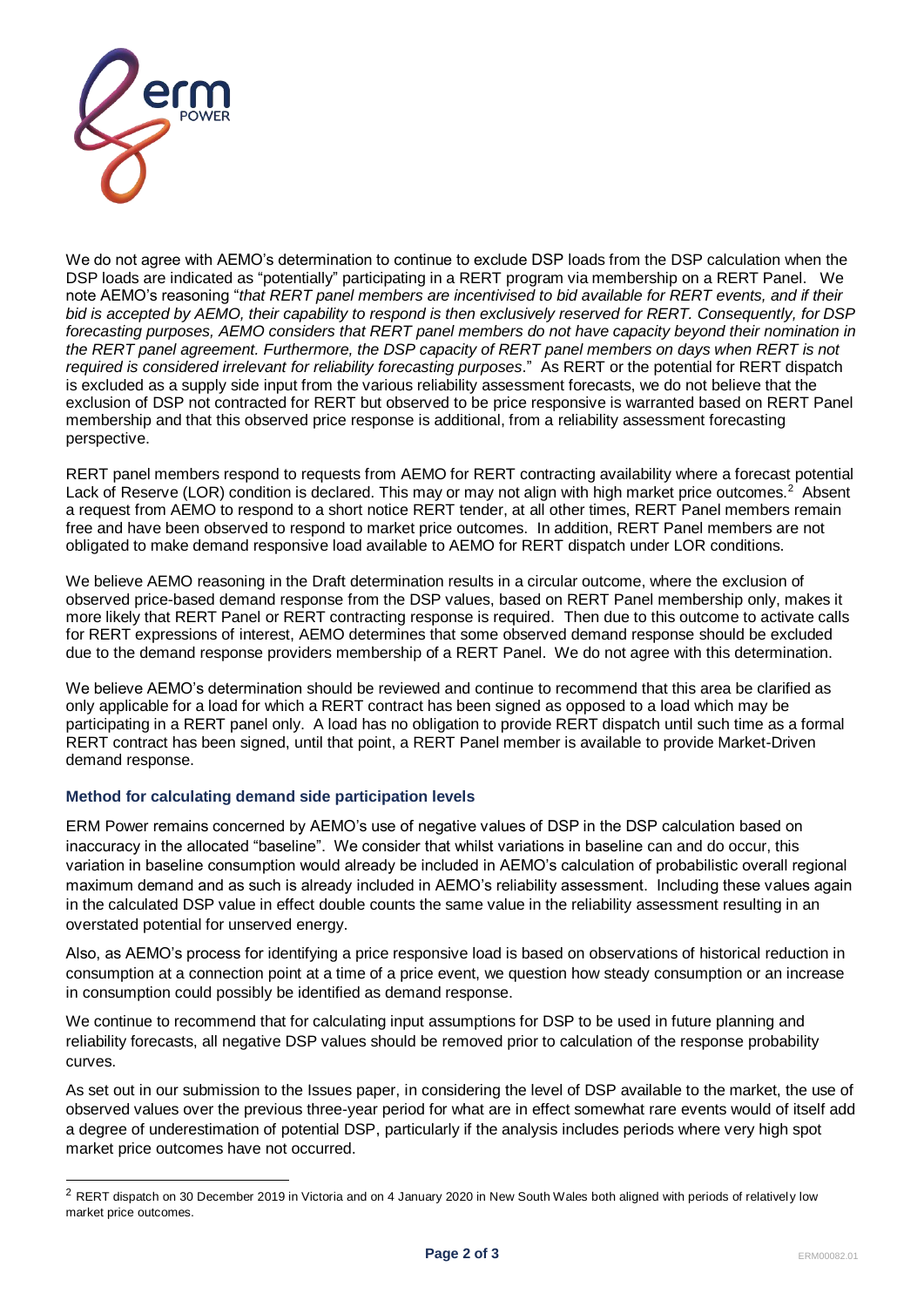We do not agree with AEMO's determination to continue to exclude DSP loads from the DSP calculation when the DSP loads are indicated as "potentially" participating in a RERT program via membership on a RERT Panel. We note AEMO's reasoning "*that RERT panel members are incentivised to bid available for RERT events, and if their bid is accepted by AEMO, their capability to respond is then exclusively reserved for RERT. Consequently, for DSP forecasting purposes, AEMO considers that RERT panel members do not have capacity beyond their nomination in the RERT panel agreement. Furthermore, the DSP capacity of RERT panel members on days when RERT is not required is considered irrelevant for reliability forecasting purposes*." As RERT or the potential for RERT dispatch is excluded as a supply side input from the various reliability assessment forecasts, we do not believe that the exclusion of DSP not contracted for RERT but observed to be price responsive is warranted based on RERT Panel membership and that this observed price response is additional, from a reliability assessment forecasting perspective.

RERT panel members respond to requests from AEMO for RERT contracting availability where a forecast potential Lack of Reserve (LOR) condition is declared. This may or may not align with high market price outcomes.[2] Absent a request from AEMO to respond to a short notice RERT tender, at all other times, RERT Panel members remain free and have been observed to respond to market price outcomes. In addition, RERT Panel members are not obligated to make demand responsive load available to AEMO for RERT dispatch under LOR conditions.

We believe AEMO reasoning in the Draft determination results in a circular outcome, where the exclusion of observed price-based demand response from the DSP values, based on RERT Panel membership only, makes it more likely that RERT Panel or RERT contracting response is required. Then due to this outcome to activate calls for RERT expressions of interest, AEMO determines that some observed demand response should be excluded due to the demand response providers membership of a RERT Panel. We do not agree with this determination.

We believe AEMO's determination should be reviewed and continue to recommend that this area be clarified as only applicable for a load for which a RERT contract has been signed as opposed to a load which may be participating in a RERT panel only. A load has no obligation to provide RERT dispatch until such time as a formal RERT contract has been signed, until that point, a RERT Panel member is available to provide Market-Driven demand response.

### Method for calculating demand side participation levels

ERM Power remains concerned by AEMO's use of negative values of DSP in the DSP calculation based on inaccuracy in the allocated "baseline". We consider that whilst variations in baseline can and do occur, this variation in baseline consumption would already be included in AEMO's calculation of probabilistic overall regional maximum demand and as such is already included in AEMO's reliability assessment. Including these values again in the calculated DSP value in effect double counts the same value in the reliability assessment resulting in an overstated potential for unserved energy.

Also, as AEMO's process for identifying a price responsive load is based on observations of historical reduction in consumption at a connection point at a time of a price event, we question how steady consumption or an increase in consumption could possibly be identified as demand response.

We continue to recommend that for calculating input assumptions for DSP to be used in future planning and reliability forecasts, all negative DSP values should be removed prior to calculation of the response probability curves.

As set out in our submission to the Issues paper, in considering the level of DSP available to the market, the use of observed values over the previous three-year period for what are in effect somewhat rare events would of itself add a degree of underestimation of potential DSP, particularly if the analysis includes periods where very high spot market price outcomes have not occurred.

[2] RERT dispatch on 30 December 2019 in Victoria and on 4 January 2020 in New South Wales both aligned with periods of relatively low market price outcomes.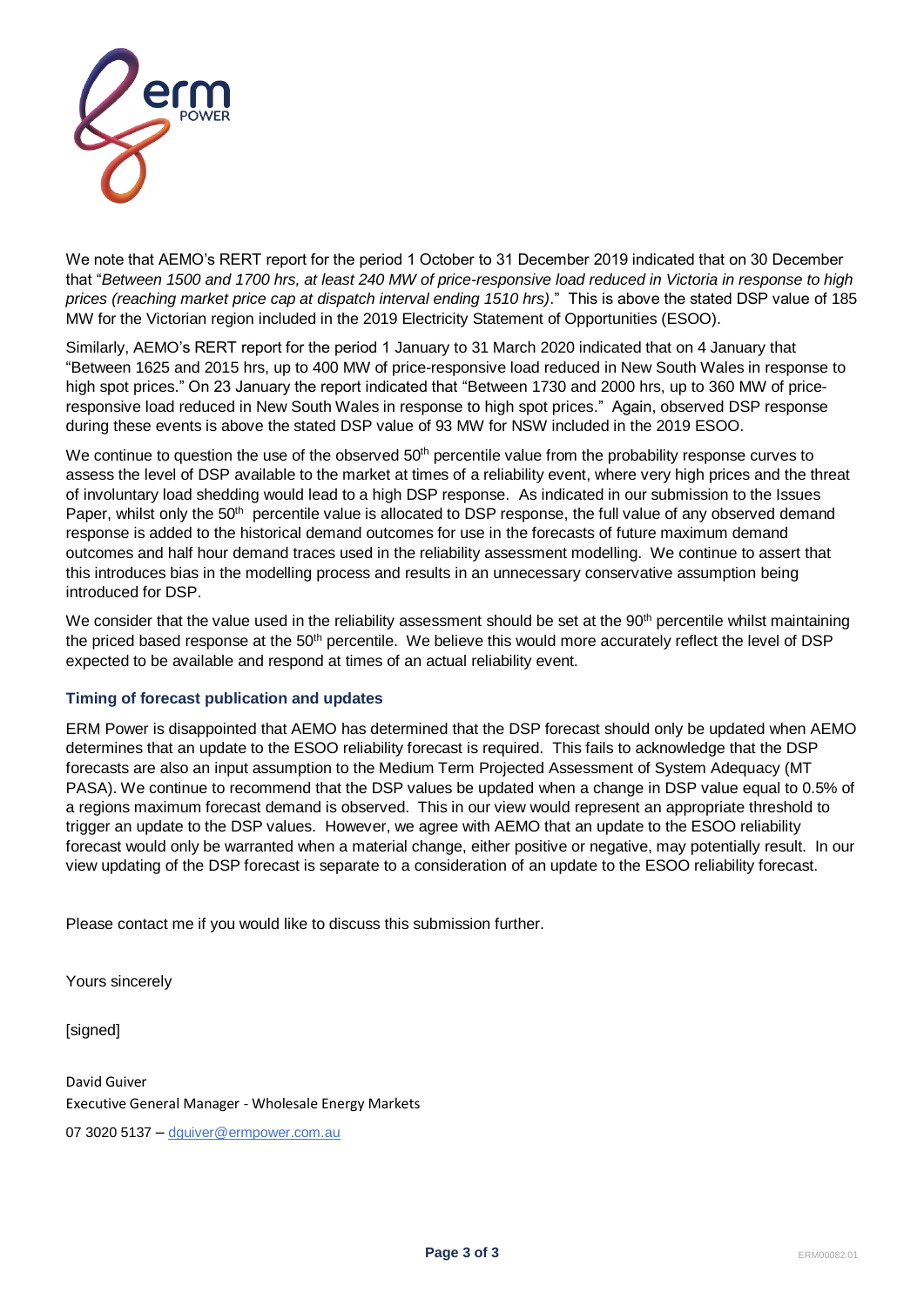We note that AEMO's RERT report for the period 1 October to 31 December 2019 indicated that on 30 December that "*Between 1500 and 1700 hrs, at least 240 MW of price-responsive load reduced in Victoria in response to high prices (reaching market price cap at dispatch interval ending 1510 hrs)*." This is above the stated DSP value of 185 MW for the Victorian region included in the 2019 Electricity Statement of Opportunities (ESOO).

Similarly, AEMO's RERT report for the period 1 January to 31 March 2020 indicated that on 4 January that "Between 1625 and 2015 hrs, up to 400 MW of price-responsive load reduced in New South Wales in response to high spot prices." On 23 January the report indicated that "Between 1730 and 2000 hrs, up to 360 MW of price-responsive load reduced in New South Wales in response to high spot prices." Again, observed DSP response during these events is above the stated DSP value of 93 MW for NSW included in the 2019 ESOO.

We continue to question the use of the observed 50th percentile value from the probability response curves to assess the level of DSP available to the market at times of a reliability event, where very high prices and the threat of involuntary load shedding would lead to a high DSP response. As indicated in our submission to the Issues Paper, whilst only the 50th percentile value is allocated to DSP response, the full value of any observed demand response is added to the historical demand outcomes for use in the forecasts of future maximum demand outcomes and half hour demand traces used in the reliability assessment modelling. We continue to assert that this introduces bias in the modelling process and results in an unnecessary conservative assumption being introduced for DSP.

We consider that the value used in the reliability assessment should be set at the 90th percentile whilst maintaining the priced based response at the 50th percentile. We believe this would more accurately reflect the level of DSP expected to be available and respond at times of an actual reliability event.

### Timing of forecast publication and updates

ERM Power is disappointed that AEMO has determined that the DSP forecast should only be updated when AEMO determines that an update to the ESOO reliability forecast is required. This fails to acknowledge that the DSP forecasts are also an input assumption to the Medium Term Projected Assessment of System Adequacy (MT PASA). We continue to recommend that the DSP values be updated when a change in DSP value equal to 0.5% of a regions maximum forecast demand is observed. This in our view would represent an appropriate threshold to trigger an update to the DSP values. However, we agree with AEMO that an update to the ESOO reliability forecast would only be warranted when a material change, either positive or negative, may potentially result. In our view updating of the DSP forecast is separate to a consideration of an update to the ESOO reliability forecast.

Please contact me if you would like to discuss this submission further.

Yours sincerely

[signed]

David Guiver
Executive General Manager - Wholesale Energy Markets

07 3020 5137 – dguiver@ermpower.com.au

ERM00082.01